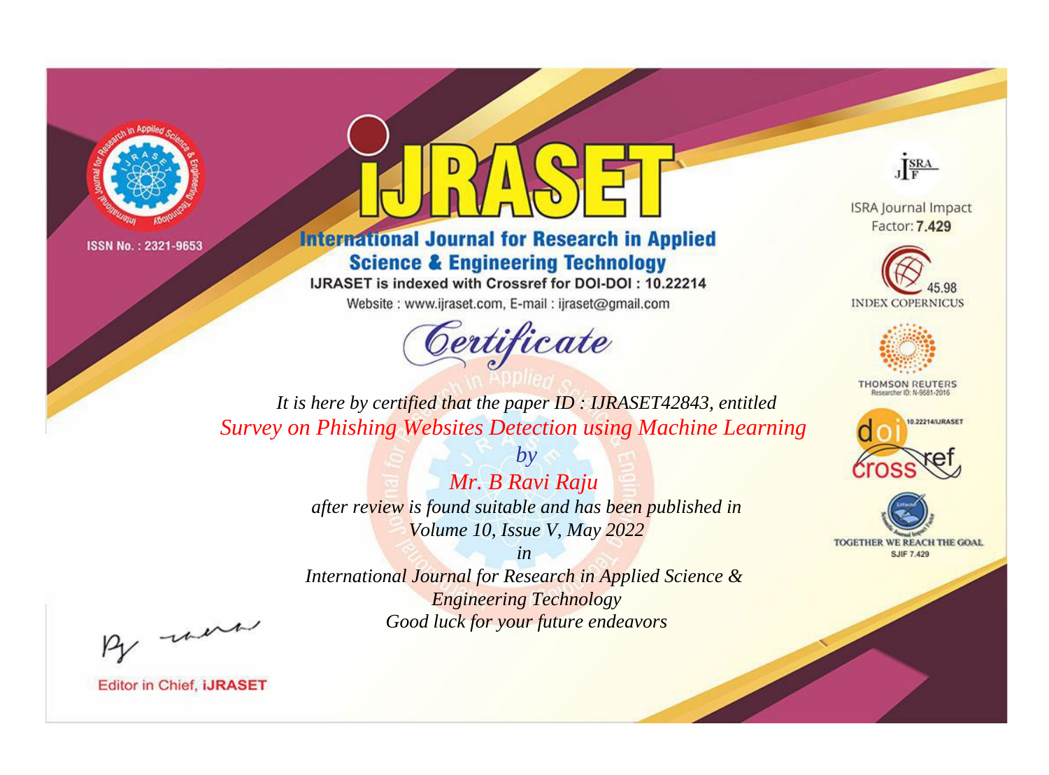ISSN No. : 2321-9653

# IJRASET

## International Journal for Research in Applied Science & Engineering Technology

IJRASET is indexed with Crossref for DOI-DOI : 10.22214

Website : www.ijraset.com, E-mail : ijraset@gmail.com

ISRA Journal Impact Factor: **7.429**

45.98 INDEX COPERNICUS

THOMSON REUTERS Researcher ID: N-9681-2016

10.22214/IJRASET

TOGETHER WE REACH THE GOAL SJIF 7.429

## *Certificate*

*It is here by certified that the paper ID : IJRASET42843, entitled*

*Survey on Phishing Websites Detection using Machine Learning*

*by*

*Mr. B Ravi Raju*

*after review is found suitable and has been published in*

*Volume 10, Issue V, May 2022*

*in*

*International Journal for Research in Applied Science & Engineering Technology*

*Good luck for your future endeavors*

Editor in Chief, **iJRASET**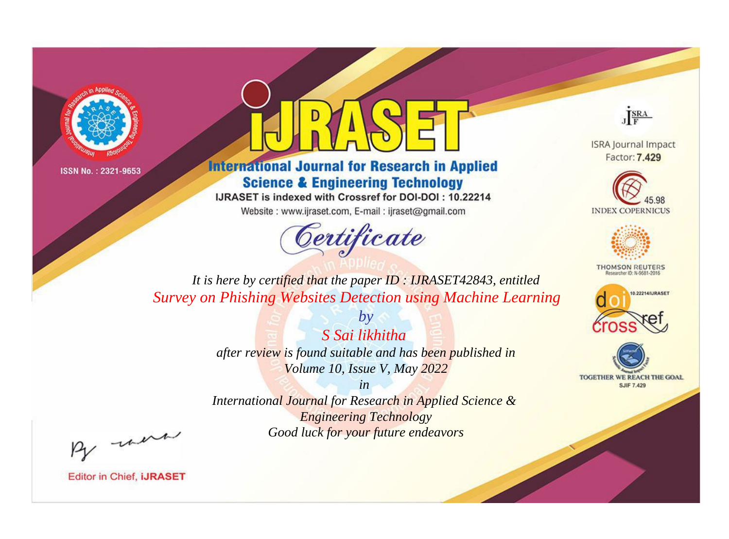ISSN No. : 2321-9653

# iJRASET

## International Journal for Research in Applied Science & Engineering Technology

IJRASET is indexed with Crossref for DOI-DOI : 10.22214

Website : www.ijraset.com, E-mail : ijraset@gmail.com

ISRA Journal Impact Factor: **7.429**

45.98 INDEX COPERNICUS

THOMSON REUTERS Researcher ID: N-9681-2016

10.22214/IJRASET

TOGETHER WE REACH THE GOAL SJIF 7.429

# *Certificate*

*It is here by certified that the paper ID : IJRASET42843, entitled*

*Survey on Phishing Websites Detection using Machine Learning*

*by*

*S Sai likhitha*

*after review is found suitable and has been published in*

*Volume 10, Issue V, May 2022*

*in*

*International Journal for Research in Applied Science & Engineering Technology*

*Good luck for your future endeavors*

Editor in Chief, **iJRASET**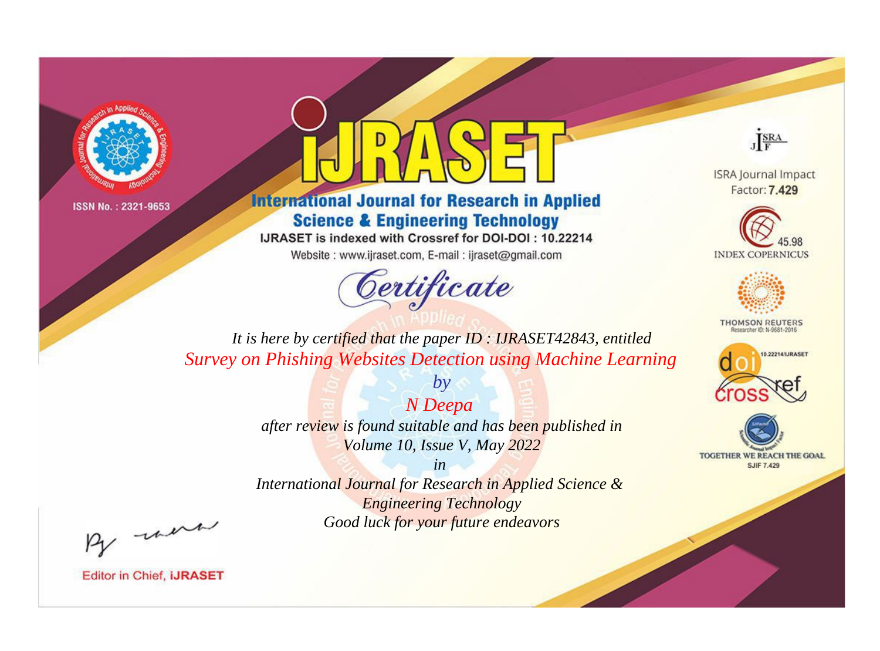ISSN No. : 2321-9653

# IJRASET

## International Journal for Research in Applied Science & Engineering Technology

IJRASET is indexed with Crossref for DOI-DOI : 10.22214

Website : www.ijraset.com, E-mail : ijraset@gmail.com

ISRA Journal Impact Factor: **7.429**

45.98 INDEX COPERNICUS

THOMSON REUTERS Researcher ID: N-9681-2016

10.22214/IJRASET

TOGETHER WE REACH THE GOAL SJIF 7.429

# *Certificate*

*It is here by certified that the paper ID : IJRASET42843, entitled*

*Survey on Phishing Websites Detection using Machine Learning*

*by*

*N Deepa*

*after review is found suitable and has been published in*

*Volume 10, Issue V, May 2022*

*in*

*International Journal for Research in Applied Science & Engineering Technology*

*Good luck for your future endeavors*

Editor in Chief, **iJRASET**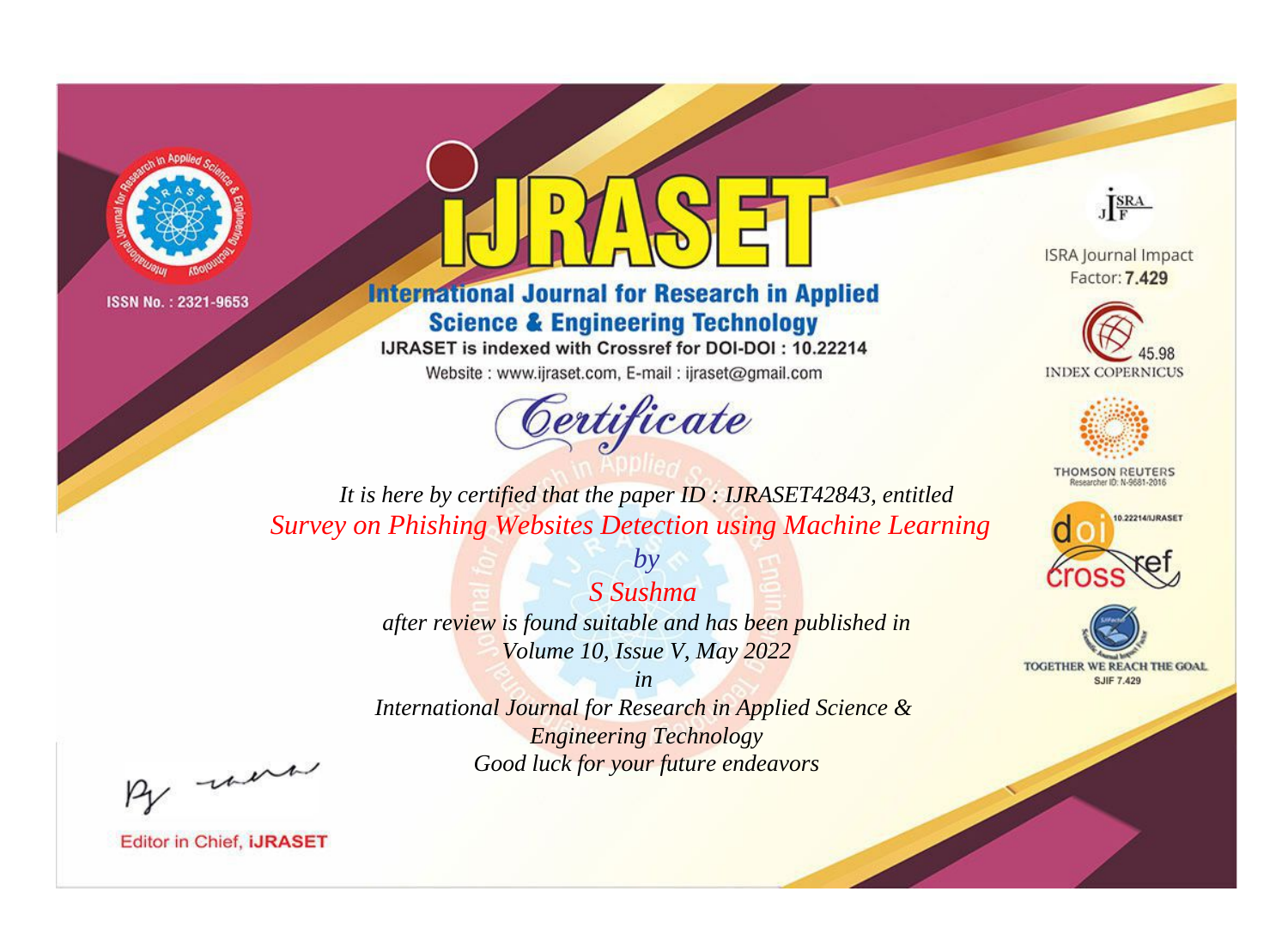ISSN No. : 2321-9653

# iJRASET

## International Journal for Research in Applied Science & Engineering Technology

IJRASET is indexed with Crossref for DOI-DOI : 10.22214

Website : www.ijraset.com, E-mail : ijraset@gmail.com

# Certificate

*It is here by certified that the paper ID : IJRASET42843, entitled*

*Survey on Phishing Websites Detection using Machine Learning*

*by*

*S Sushma*

*after review is found suitable and has been published in*

*Volume 10, Issue V, May 2022*

*in*

*International Journal for Research in Applied Science & Engineering Technology*

*Good luck for your future endeavors*

ISRA Journal Impact Factor: **7.429**

45.98 INDEX COPERNICUS

THOMSON REUTERS Researcher ID: N-9681-2016

10.22214/IJRASET

TOGETHER WE REACH THE GOAL SJIF 7.429

Editor in Chief, **iJRASET**